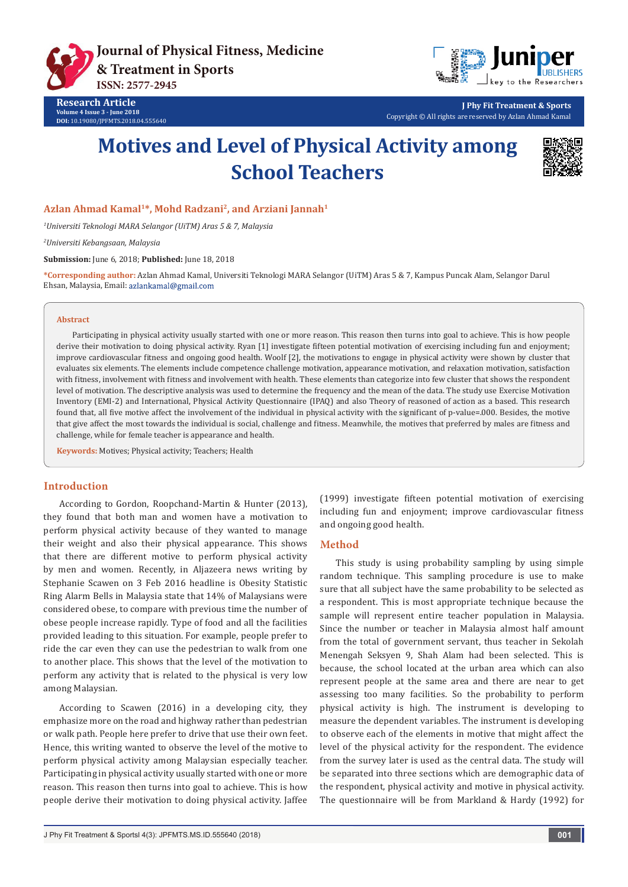# Motives and Level of Physical Activity among School Teachers

**Azlan Ahmad Kamal[1]*, Mohd Radzani[2], and Arziani Jannah[1]**

*[1]Universiti Teknologi MARA Selangor (UiTM) Aras 5 & 7, Malaysia*

*[2]Universiti Kebangsaan, Malaysia*

**Submission:** June 6, 2018; **Published:** June 18, 2018

***Corresponding author:** Azlan Ahmad Kamal, Universiti Teknologi MARA Selangor (UiTM) Aras 5 & 7, Kampus Puncak Alam, Selangor Darul Ehsan, Malaysia, Email: azlankamal@gmail.com

## Abstract

Participating in physical activity usually started with one or more reason. This reason then turns into goal to achieve. This is how people derive their motivation to doing physical activity. Ryan [1] investigate fifteen potential motivation of exercising including fun and enjoyment; improve cardiovascular fitness and ongoing good health. Woolf [2], the motivations to engage in physical activity were shown by cluster that evaluates six elements. The elements include competence challenge motivation, appearance motivation, and relaxation motivation, satisfaction with fitness, involvement with fitness and involvement with health. These elements than categorize into few cluster that shows the respondent level of motivation. The descriptive analysis was used to determine the frequency and the mean of the data. The study use Exercise Motivation Inventory (EMI-2) and International, Physical Activity Questionnaire (IPAQ) and also Theory of reasoned of action as a based. This research found that, all five motive affect the involvement of the individual in physical activity with the significant of p-value=.000. Besides, the motive that give affect the most towards the individual is social, challenge and fitness. Meanwhile, the motives that preferred by males are fitness and challenge, while for female teacher is appearance and health.

**Keywords:** Motives; Physical activity; Teachers; Health

## Introduction

According to Gordon, Roopchand-Martin & Hunter (2013), they found that both man and women have a motivation to perform physical activity because of they wanted to manage their weight and also their physical appearance. This shows that there are different motive to perform physical activity by men and women. Recently, in Aljazeera news writing by Stephanie Scawen on 3 Feb 2016 headline is Obesity Statistic Ring Alarm Bells in Malaysia state that 14% of Malaysians were considered obese, to compare with previous time the number of obese people increase rapidly. Type of food and all the facilities provided leading to this situation. For example, people prefer to ride the car even they can use the pedestrian to walk from one to another place. This shows that the level of the motivation to perform any activity that is related to the physical is very low among Malaysian.

According to Scawen (2016) in a developing city, they emphasize more on the road and highway rather than pedestrian or walk path. People here prefer to drive that use their own feet. Hence, this writing wanted to observe the level of the motive to perform physical activity among Malaysian especially teacher. Participating in physical activity usually started with one or more reason. This reason then turns into goal to achieve. This is how people derive their motivation to doing physical activity. Jaffee (1999) investigate fifteen potential motivation of exercising including fun and enjoyment; improve cardiovascular fitness and ongoing good health.

## Method

This study is using probability sampling by using simple random technique. This sampling procedure is use to make sure that all subject have the same probability to be selected as a respondent. This is most appropriate technique because the sample will represent entire teacher population in Malaysia. Since the number or teacher in Malaysia almost half amount from the total of government servant, thus teacher in Sekolah Menengah Seksyen 9, Shah Alam had been selected. This is because, the school located at the urban area which can also represent people at the same area and there are near to get assessing too many facilities. So the probability to perform physical activity is high. The instrument is developing to measure the dependent variables. The instrument is developing to observe each of the elements in motive that might affect the level of the physical activity for the respondent. The evidence from the survey later is used as the central data. The study will be separated into three sections which are demographic data of the respondent, physical activity and motive in physical activity. The questionnaire will be from Markland & Hardy (1992) for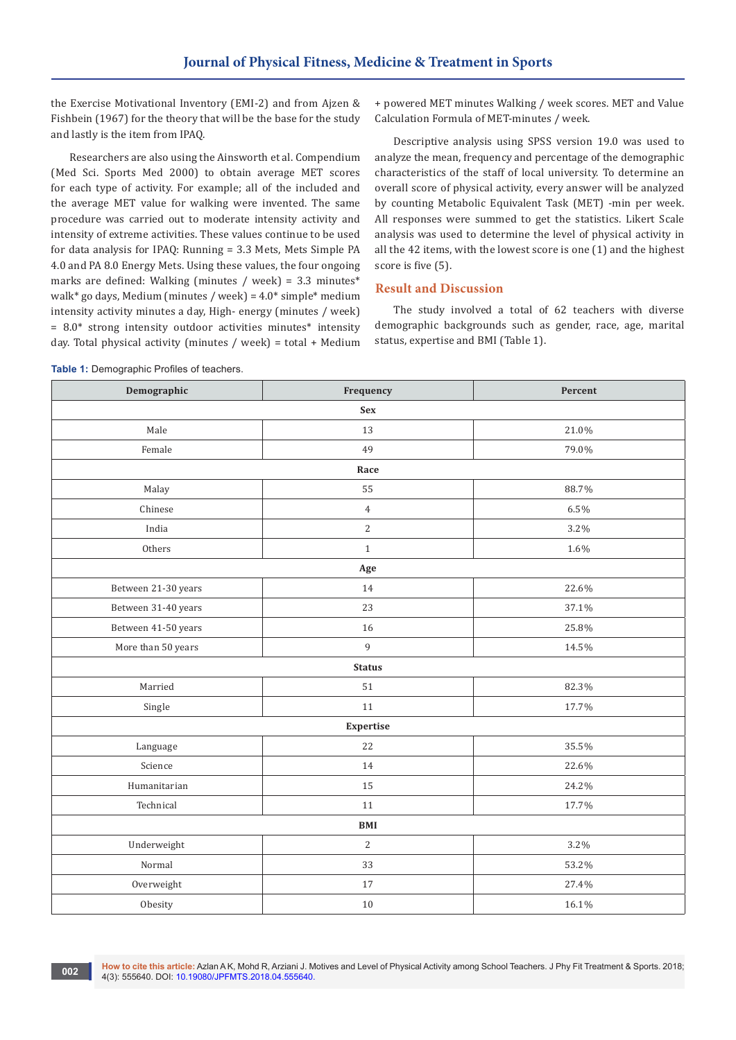the Exercise Motivational Inventory (EMI-2) and from Ajzen & Fishbein (1967) for the theory that will be the base for the study and lastly is the item from IPAQ.

Researchers are also using the Ainsworth et al. Compendium (Med Sci. Sports Med 2000) to obtain average MET scores for each type of activity. For example; all of the included and the average MET value for walking were invented. The same procedure was carried out to moderate intensity activity and intensity of extreme activities. These values continue to be used for data analysis for IPAQ: Running = 3.3 Mets, Mets Simple PA 4.0 and PA 8.0 Energy Mets. Using these values, the four ongoing marks are defined: Walking (minutes / week) = 3.3 minutes* walk* go days, Medium (minutes / week) = 4.0* simple* medium intensity activity minutes a day, High- energy (minutes / week) = 8.0* strong intensity outdoor activities minutes* intensity day. Total physical activity (minutes / week) = total + Medium + powered MET minutes Walking / week scores. MET and Value Calculation Formula of MET-minutes / week.

Descriptive analysis using SPSS version 19.0 was used to analyze the mean, frequency and percentage of the demographic characteristics of the staff of local university. To determine an overall score of physical activity, every answer will be analyzed by counting Metabolic Equivalent Task (MET) -min per week. All responses were summed to get the statistics. Likert Scale analysis was used to determine the level of physical activity in all the 42 items, with the lowest score is one (1) and the highest score is five (5).

## Result and Discussion

The study involved a total of 62 teachers with diverse demographic backgrounds such as gender, race, age, marital status, expertise and BMI (Table 1).

**Table 1:** Demographic Profiles of teachers.

| Demographic | Frequency | Percent |
|---|---|---|
| **Sex** | | |
| Male | 13 | 21.0% |
| Female | 49 | 79.0% |
| **Race** | | |
| Malay | 55 | 88.7% |
| Chinese | 4 | 6.5% |
| India | 2 | 3.2% |
| Others | 1 | 1.6% |
| **Age** | | |
| Between 21-30 years | 14 | 22.6% |
| Between 31-40 years | 23 | 37.1% |
| Between 41-50 years | 16 | 25.8% |
| More than 50 years | 9 | 14.5% |
| **Status** | | |
| Married | 51 | 82.3% |
| Single | 11 | 17.7% |
| **Expertise** | | |
| Language | 22 | 35.5% |
| Science | 14 | 22.6% |
| Humanitarian | 15 | 24.2% |
| Technical | 11 | 17.7% |
| **BMI** | | |
| Underweight | 2 | 3.2% |
| Normal | 33 | 53.2% |
| Overweight | 17 | 27.4% |
| Obesity | 10 | 16.1% |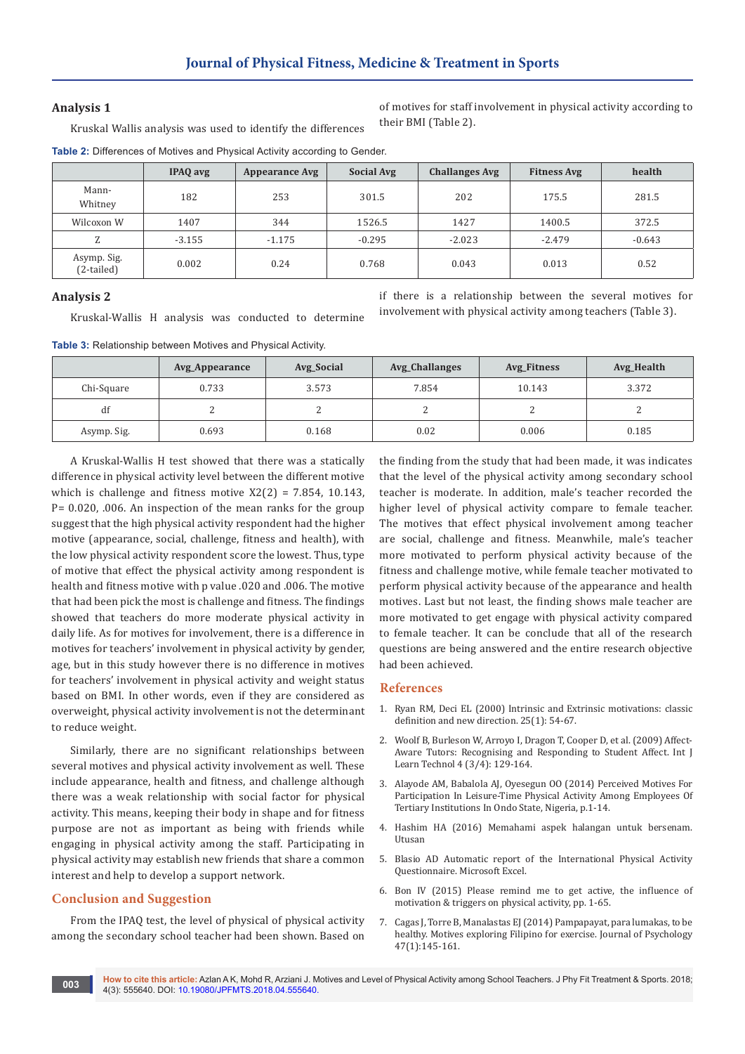### Analysis 1

Kruskal Wallis analysis was used to identify the differences of motives for staff involvement in physical activity according to their BMI (Table 2).

**Table 2:** Differences of Motives and Physical Activity according to Gender.

| | IPAQ avg | Appearance Avg | Social Avg | Challanges Avg | Fitness Avg | health |
|---|---|---|---|---|---|---|
| Mann-Whitney | 182 | 253 | 301.5 | 202 | 175.5 | 281.5 |
| Wilcoxon W | 1407 | 344 | 1526.5 | 1427 | 1400.5 | 372.5 |
| Z | -3.155 | -1.175 | -0.295 | -2.023 | -2.479 | -0.643 |
| Asymp. Sig. (2-tailed) | 0.002 | 0.24 | 0.768 | 0.043 | 0.013 | 0.52 |

### Analysis 2

Kruskal-Wallis H analysis was conducted to determine if there is a relationship between the several motives for involvement with physical activity among teachers (Table 3).

**Table 3:** Relationship between Motives and Physical Activity.

| | Avg_Appearance | Avg_Social | Avg_Challanges | Avg_Fitness | Avg_Health |
|---|---|---|---|---|---|
| Chi-Square | 0.733 | 3.573 | 7.854 | 10.143 | 3.372 |
| df | 2 | 2 | 2 | 2 | 2 |
| Asymp. Sig. | 0.693 | 0.168 | 0.02 | 0.006 | 0.185 |

A Kruskal-Wallis H test showed that there was a statically difference in physical activity level between the different motive which is challenge and fitness motive $X2(2) = 7.854, 10.143$, $P= 0.020, .006$. An inspection of the mean ranks for the group suggest that the high physical activity respondent had the higher motive (appearance, social, challenge, fitness and health), with the low physical activity respondent score the lowest. Thus, type of motive that effect the physical activity among respondent is health and fitness motive with p value .020 and .006. The motive that had been pick the most is challenge and fitness. The findings showed that teachers do more moderate physical activity in daily life. As for motives for involvement, there is a difference in motives for teachers' involvement in physical activity by gender, age, but in this study however there is no difference in motives for teachers' involvement in physical activity and weight status based on BMI. In other words, even if they are considered as overweight, physical activity involvement is not the determinant to reduce weight.

Similarly, there are no significant relationships between several motives and physical activity involvement as well. These include appearance, health and fitness, and challenge although there was a weak relationship with social factor for physical activity. This means, keeping their body in shape and for fitness purpose are not as important as being with friends while engaging in physical activity among the staff. Participating in physical activity may establish new friends that share a common interest and help to develop a support network.

## Conclusion and Suggestion

From the IPAQ test, the level of physical of physical activity among the secondary school teacher had been shown. Based on the finding from the study that had been made, it was indicates that the level of the physical activity among secondary school teacher is moderate. In addition, male's teacher recorded the higher level of physical activity compare to female teacher. The motives that effect physical involvement among teacher are social, challenge and fitness. Meanwhile, male's teacher more motivated to perform physical activity because of the fitness and challenge motive, while female teacher motivated to perform physical activity because of the appearance and health motives. Last but not least, the finding shows male teacher are more motivated to get engage with physical activity compared to female teacher. It can be conclude that all of the research questions are being answered and the entire research objective had been achieved.

## References

1. Ryan RM, Deci EL (2000) Intrinsic and Extrinsic motivations: classic definition and new direction. 25(1): 54-67.
2. Woolf B, Burleson W, Arroyo I, Dragon T, Cooper D, et al. (2009) Affect-Aware Tutors: Recognising and Responding to Student Affect. Int J Learn Technol 4 (3/4): 129-164.
3. Alayode AM, Babalola AJ, Oyesegun OO (2014) Perceived Motives For Participation In Leisure-Time Physical Activity Among Employees Of Tertiary Institutions In Ondo State, Nigeria, p.1-14.
4. Hashim HA (2016) Memahami aspek halangan untuk bersenam. Utusan
5. Blasio AD Automatic report of the International Physical Activity Questionnaire. Microsoft Excel.
6. Bon IV (2015) Please remind me to get active, the influence of motivation & triggers on physical activity, pp. 1-65.
7. Cagas J, Torre B, Manalastas EJ (2014) Pampapayat, para lumakas, to be healthy. Motives exploring Filipino for exercise. Journal of Psychology 47(1):145-161.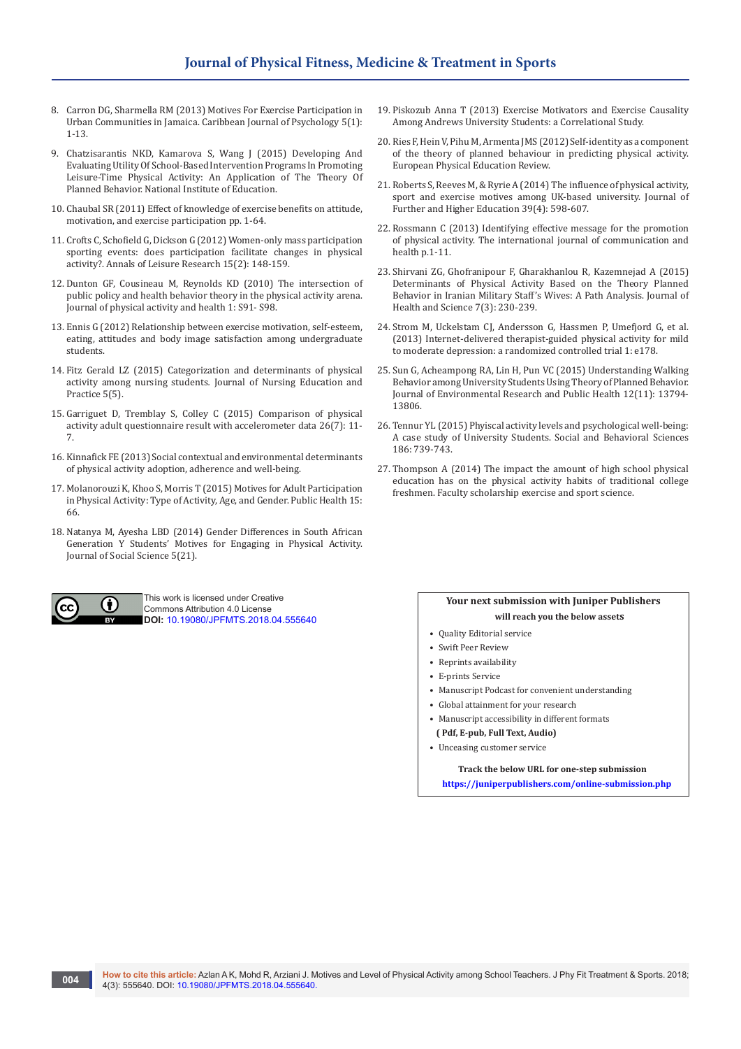8. Carron DG, Sharmella RM (2013) Motives For Exercise Participation in Urban Communities in Jamaica. Caribbean Journal of Psychology 5(1): 1-13.
9. Chatzisarantis NKD, Kamarova S, Wang J (2015) Developing And Evaluating Utility Of School-Based Intervention Programs In Promoting Leisure-Time Physical Activity: An Application of The Theory Of Planned Behavior. National Institute of Education.
10. Chaubal SR (2011) Effect of knowledge of exercise benefits on attitude, motivation, and exercise participation pp. 1-64.
11. Crofts C, Schofield G, Dickson G (2012) Women-only mass participation sporting events: does participation facilitate changes in physical activity?. Annals of Leisure Research 15(2): 148-159.
12. Dunton GF, Cousineau M, Reynolds KD (2010) The intersection of public policy and health behavior theory in the physical activity arena. Journal of physical activity and health 1: S91- S98.
13. Ennis G (2012) Relationship between exercise motivation, self-esteem, eating, attitudes and body image satisfaction among undergraduate students.
14. Fitz Gerald LZ (2015) Categorization and determinants of physical activity among nursing students. Journal of Nursing Education and Practice 5(5).
15. Garriguet D, Tremblay S, Colley C (2015) Comparison of physical activity adult questionnaire result with accelerometer data 26(7): 11-7.
16. Kinnafick FE (2013) Social contextual and environmental determinants of physical activity adoption, adherence and well-being.
17. Molanorouzi K, Khoo S, Morris T (2015) Motives for Adult Participation in Physical Activity: Type of Activity, Age, and Gender. Public Health 15: 66.
18. Natanya M, Ayesha LBD (2014) Gender Differences in South African Generation Y Students' Motives for Engaging in Physical Activity. Journal of Social Science 5(21).
19. Piskozub Anna T (2013) Exercise Motivators and Exercise Causality Among Andrews University Students: a Correlational Study.
20. Ries F, Hein V, Pihu M, Armenta JMS (2012) Self-identity as a component of the theory of planned behaviour in predicting physical activity. European Physical Education Review.
21. Roberts S, Reeves M, & Ryrie A (2014) The influence of physical activity, sport and exercise motives among UK-based university. Journal of Further and Higher Education 39(4): 598-607.
22. Rossmann C (2013) Identifying effective message for the promotion of physical activity. The international journal of communication and health p.1-11.
23. Shirvani ZG, Ghofranipour F, Gharakhanlou R, Kazemnejad A (2015) Determinants of Physical Activity Based on the Theory Planned Behavior in Iranian Military Staff's Wives: A Path Analysis. Journal of Health and Science 7(3): 230-239.
24. Strom M, Uckelstam CJ, Andersson G, Hassmen P, Umefjord G, et al. (2013) Internet-delivered therapist-guided physical activity for mild to moderate depression: a randomized controlled trial 1: e178.
25. Sun G, Acheampong RA, Lin H, Pun VC (2015) Understanding Walking Behavior among University Students Using Theory of Planned Behavior. Journal of Environmental Research and Public Health 12(11): 13794-13806.
26. Tennur YL (2015) Phyiscal activity levels and psychological well-being: A case study of University Students. Social and Behavioral Sciences 186: 739-743.
27. Thompson A (2014) The impact the amount of high school physical education has on the physical activity habits of traditional college freshmen. Faculty scholarship exercise and sport science.

This work is licensed under Creative Commons Attribution 4.0 License
**DOI:** 10.19080/JPFMTS.2018.04.555640

**Your next submission with Juniper Publishers**
**will reach you the below assets**

- Quality Editorial service
- Swift Peer Review
- Reprints availability
- E-prints Service
- Manuscript Podcast for convenient understanding
- Global attainment for your research
- Manuscript accessibility in different formats
  **( Pdf, E-pub, Full Text, Audio)**
- Unceasing customer service

**Track the below URL for one-step submission**
**https://juniperpublishers.com/online-submission.php**